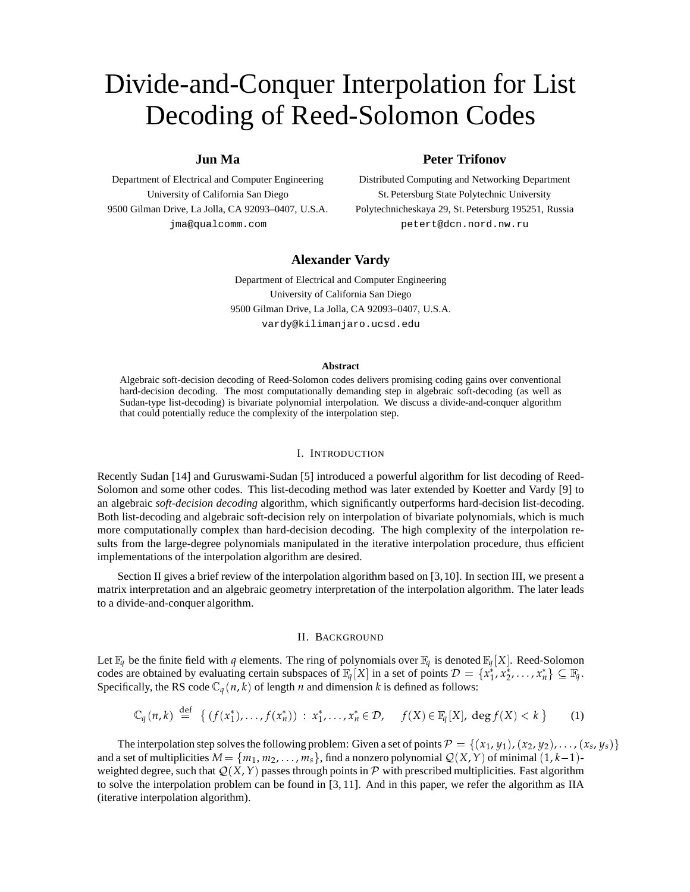# Divide-and-Conquer Interpolation for List Decoding of Reed-Solomon Codes

**Jun Ma**
Department of Electrical and Computer Engineering
University of California San Diego
9500 Gilman Drive, La Jolla, CA 92093–0407, U.S.A.
jma@qualcomm.com

**Peter Trifonov**
Distributed Computing and Networking Department
St. Petersburg State Polytechnic University
Polytechnicheskaya 29, St. Petersburg 195251, Russia
petert@dcn.nord.nw.ru

**Alexander Vardy**
Department of Electrical and Computer Engineering
University of California San Diego
9500 Gilman Drive, La Jolla, CA 92093–0407, U.S.A.
vardy@kilimanjaro.ucsd.edu

**Abstract**

Algebraic soft-decision decoding of Reed-Solomon codes delivers promising coding gains over conventional hard-decision decoding. The most computationally demanding step in algebraic soft-decoding (as well as Sudan-type list-decoding) is bivariate polynomial interpolation. We discuss a divide-and-conquer algorithm that could potentially reduce the complexity of the interpolation step.

## I. Introduction

Recently Sudan [14] and Guruswami-Sudan [5] introduced a powerful algorithm for list decoding of Reed-Solomon and some other codes. This list-decoding method was later extended by Koetter and Vardy [9] to an algebraic *soft-decision decoding* algorithm, which significantly outperforms hard-decision list-decoding. Both list-decoding and algebraic soft-decision rely on interpolation of bivariate polynomials, which is much more computationally complex than hard-decision decoding. The high complexity of the interpolation results from the large-degree polynomials manipulated in the iterative interpolation procedure, thus efficient implementations of the interpolation algorithm are desired.

Section II gives a brief review of the interpolation algorithm based on [3, 10]. In section III, we present a matrix interpretation and an algebraic geometry interpretation of the interpolation algorithm. The later leads to a divide-and-conquer algorithm.

## II. Background

Let $\mathbb{F}_q$ be the finite field with $q$ elements. The ring of polynomials over $\mathbb{F}_q$ is denoted $\mathbb{F}_q[X]$. Reed-Solomon codes are obtained by evaluating certain subspaces of $\mathbb{F}_q[X]$ in a set of points $\mathcal{D} = \{x_1^*, x_2^*, \ldots, x_n^*\} \subseteq \mathbb{F}_q$. Specifically, the RS code $\mathbb{C}_q(n,k)$ of length $n$ and dimension $k$ is defined as follows:

$$\mathbb{C}_q(n,k) \stackrel{\text{def}}{=} \left\{ (f(x_1^*), \ldots, f(x_n^*)) \,:\, x_1^*, \ldots, x_n^* \in \mathcal{D}, \quad f(X) \in \mathbb{F}_q[X],\ \deg f(X) < k \right\} \tag{1}$$

The interpolation step solves the following problem: Given a set of points $\mathcal{P} = \{(x_1, y_1), (x_2, y_2), \ldots, (x_s, y_s)\}$ and a set of multiplicities $M = \{m_1, m_2, \ldots, m_s\}$, find a nonzero polynomial $\mathcal{Q}(X,Y)$ of minimal $(1, k-1)$-weighted degree, such that $\mathcal{Q}(X,Y)$ passes through points in $\mathcal{P}$ with prescribed multiplicities. Fast algorithm to solve the interpolation problem can be found in [3, 11]. And in this paper, we refer the algorithm as IIA (iterative interpolation algorithm).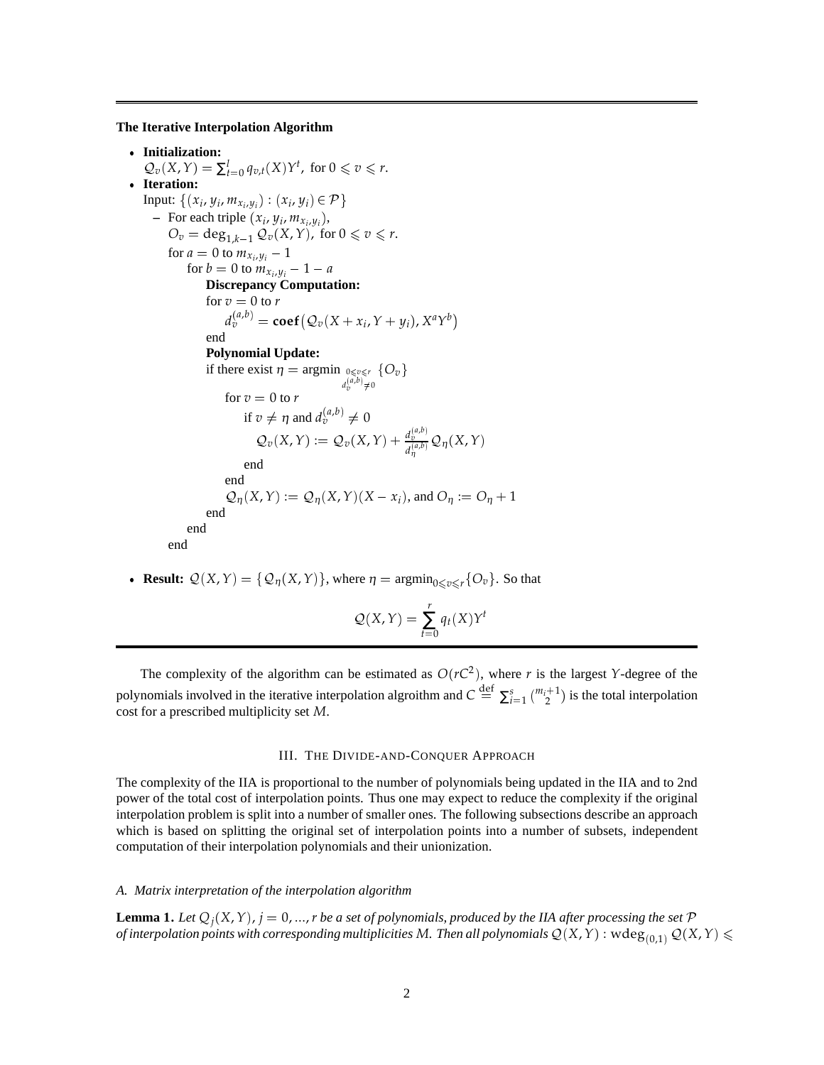---

**The Iterative Interpolation Algorithm**

- **Initialization:**
  $\mathcal{Q}_v(X,Y) = \sum_{t=0}^{l} q_{v,t}(X)Y^t,$ for $0 \leqslant v \leqslant r$.
- **Iteration:**
  Input: $\{(x_i, y_i, m_{x_i,y_i}) : (x_i, y_i) \in \mathcal{P}\}$
  - For each triple $(x_i, y_i, m_{x_i,y_i})$,
    $O_v = \deg_{1,k-1} \mathcal{Q}_v(X,Y),$ for $0 \leqslant v \leqslant r$.
    for $a = 0$ to $m_{x_i,y_i} - 1$
        for $b = 0$ to $m_{x_i,y_i} - 1 - a$
            **Discrepancy Computation:**
            for $v = 0$ to $r$
                $d_v^{(a,b)} = \mathbf{coef}\big(\mathcal{Q}_v(X + x_i, Y + y_i), X^a Y^b\big)$
            end
            **Polynomial Update:**
            if there exist $\eta = \operatorname{argmin}_{\substack{0 \leqslant v \leqslant r \\ d_v^{(a,b)} \neq 0}} \{O_v\}$
                for $v = 0$ to $r$
                    if $v \neq \eta$ and $d_v^{(a,b)} \neq 0$
                        $\mathcal{Q}_v(X,Y) := \mathcal{Q}_v(X,Y) + \frac{d_v^{(a,b)}}{d_\eta^{(a,b)}} \mathcal{Q}_\eta(X,Y)$
                    end
                end
                $\mathcal{Q}_\eta(X,Y) := \mathcal{Q}_\eta(X,Y)(X - x_i)$, and $O_\eta := O_\eta + 1$
            end
        end
    end
- **Result:** $\mathcal{Q}(X,Y) = \{\mathcal{Q}_\eta(X,Y)\}$, where $\eta = \operatorname{argmin}_{0 \leqslant v \leqslant r}\{O_v\}$. So that

$$\mathcal{Q}(X,Y) = \sum_{t=0}^{r} q_t(X)Y^t$$

---

The complexity of the algorithm can be estimated as $O(rC^2)$, where $r$ is the largest $Y$-degree of the polynomials involved in the iterative interpolation algroithm and $C \stackrel{\text{def}}{=} \sum_{i=1}^{s} \binom{m_i+1}{2}$ is the total interpolation cost for a prescribed multiplicity set $M$.

## III. The Divide-and-Conquer Approach

The complexity of the IIA is proportional to the number of polynomials being updated in the IIA and to 2nd power of the total cost of interpolation points. Thus one may expect to reduce the complexity if the original interpolation problem is split into a number of smaller ones. The following subsections describe an approach which is based on splitting the original set of interpolation points into a number of subsets, independent computation of their interpolation polynomials and their unionization.

### *A. Matrix interpretation of the interpolation algorithm*

**Lemma 1.** *Let $Q_j(X,Y)$, $j = 0, \ldots, r$ be a set of polynomials, produced by the IIA after processing the set $\mathcal{P}$ of interpolation points with corresponding multiplicities $M$. Then all polynomials $\mathcal{Q}(X,Y) : \operatorname{wdeg}_{(0,1)} \mathcal{Q}(X,Y) \leqslant$*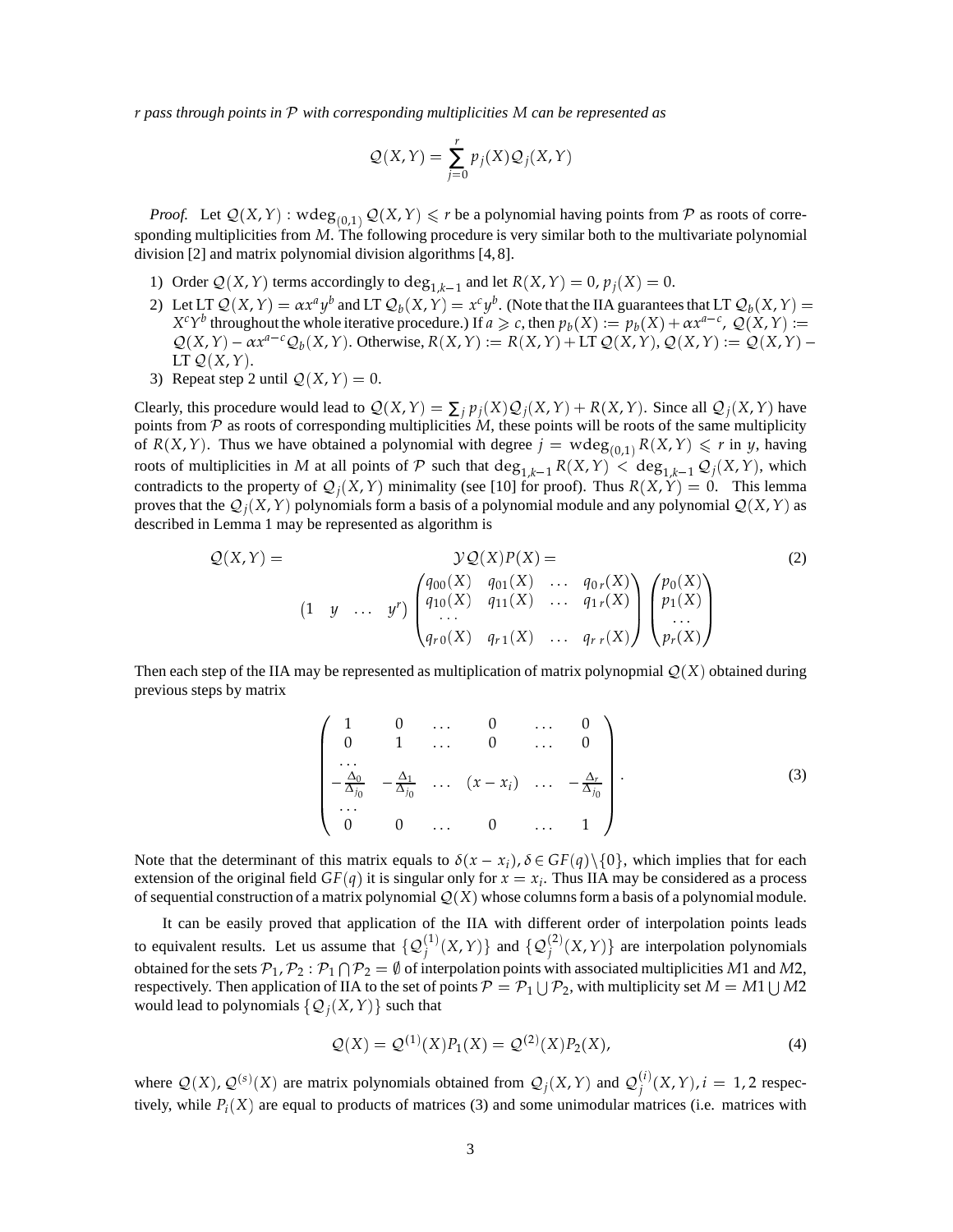*r pass through points in $\mathcal{P}$ with corresponding multiplicities $M$ can be represented as*

$$\mathcal{Q}(X,Y) = \sum_{j=0}^{r} p_j(X)\mathcal{Q}_j(X,Y)$$

*Proof.* Let $\mathcal{Q}(X,Y) : \mathrm{wdeg}_{(0,1)} \mathcal{Q}(X,Y) \leqslant r$ be a polynomial having points from $\mathcal{P}$ as roots of corresponding multiplicities from $M$. The following procedure is very similar both to the multivariate polynomial division [2] and matrix polynomial division algorithms [4, 8].

1) Order $\mathcal{Q}(X,Y)$ terms accordingly to $\deg_{1,k-1}$ and let $R(X,Y) = 0$, $p_j(X) = 0$.
2) Let LT $\mathcal{Q}(X,Y) = \alpha x^a y^b$ and LT $\mathcal{Q}_b(X,Y) = x^c y^b$. (Note that the IIA guarantees that LT $\mathcal{Q}_b(X,Y) = X^c Y^b$ throughout the whole iterative procedure.) If $a \geqslant c$, then $p_b(X) := p_b(X) + \alpha x^{a-c}$, $\mathcal{Q}(X,Y) := \mathcal{Q}(X,Y) - \alpha x^{a-c}\mathcal{Q}_b(X,Y)$. Otherwise, $R(X,Y) := R(X,Y) + \mathrm{LT}\,\mathcal{Q}(X,Y)$, $\mathcal{Q}(X,Y) := \mathcal{Q}(X,Y) - \mathrm{LT}\,\mathcal{Q}(X,Y)$.
3) Repeat step 2 until $\mathcal{Q}(X,Y) = 0$.

Clearly, this procedure would lead to $\mathcal{Q}(X,Y) = \sum_j p_j(X)\mathcal{Q}_j(X,Y) + R(X,Y)$. Since all $\mathcal{Q}_j(X,Y)$ have points from $\mathcal{P}$ as roots of corresponding multiplicities $M$, these points will be roots of the same multiplicity of $R(X,Y)$. Thus we have obtained a polynomial with degree $j = \mathrm{wdeg}_{(0,1)} R(X,Y) \leqslant r$ in $y$, having roots of multiplicities in $M$ at all points of $\mathcal{P}$ such that $\deg_{1,k-1} R(X,Y) < \deg_{1,k-1} \mathcal{Q}_j(X,Y)$, which contradicts to the property of $\mathcal{Q}_j(X,Y)$ minimality (see [10] for proof). Thus $R(X,Y) = 0$. This lemma proves that the $\mathcal{Q}_j(X,Y)$ polynomials form a basis of a polynomial module and any polynomial $\mathcal{Q}(X,Y)$ as described in Lemma 1 may be represented as algorithm is

$$\mathcal{Q}(X,Y) = \mathcal{Y}\mathcal{Q}(X)P(X) = \begin{pmatrix}1 & y & \dots & y^r\end{pmatrix} \begin{pmatrix} q_{00}(X) & q_{01}(X) & \dots & q_{0\,r}(X) \\ q_{10}(X) & q_{11}(X) & \dots & q_{1\,r}(X) \\ \dots & & & \\ q_{r\,0}(X) & q_{r\,1}(X) & \dots & q_{r\,r}(X) \end{pmatrix} \begin{pmatrix} p_0(X) \\ p_1(X) \\ \dots \\ p_r(X) \end{pmatrix} \tag{2}$$

Then each step of the IIA may be represented as multiplication of matrix polynopmial $\mathcal{Q}(X)$ obtained during previous steps by matrix

$$\begin{pmatrix} 1 & 0 & \dots & 0 & \dots & 0 \\ 0 & 1 & \dots & 0 & \dots & 0 \\ \dots & & & & & \\ -\frac{\Delta_0}{\Delta_{j_0}} & -\frac{\Delta_1}{\Delta_{j_0}} & \dots & (x - x_i) & \dots & -\frac{\Delta_r}{\Delta_{j_0}} \\ \dots & & & & & \\ 0 & 0 & \dots & 0 & \dots & 1 \end{pmatrix}. \tag{3}$$

Note that the determinant of this matrix equals to $\delta(x - x_i)$, $\delta \in GF(q)\backslash\{0\}$, which implies that for each extension of the original field $GF(q)$ it is singular only for $x = x_i$. Thus IIA may be considered as a process of sequential construction of a matrix polynomial $\mathcal{Q}(X)$ whose columns form a basis of a polynomial module.

It can be easily proved that application of the IIA with different order of interpolation points leads to equivalent results. Let us assume that $\{\mathcal{Q}_j^{(1)}(X,Y)\}$ and $\{\mathcal{Q}_j^{(2)}(X,Y)\}$ are interpolation polynomials obtained for the sets $\mathcal{P}_1, \mathcal{P}_2 : \mathcal{P}_1 \bigcap \mathcal{P}_2 = \emptyset$ of interpolation points with associated multiplicities $M1$ and $M2$, respectively. Then application of IIA to the set of points $\mathcal{P} = \mathcal{P}_1 \bigcup \mathcal{P}_2$, with multiplicity set $M = M1 \bigcup M2$ would lead to polynomials $\{\mathcal{Q}_j(X,Y)\}$ such that

$$\mathcal{Q}(X) = \mathcal{Q}^{(1)}(X)P_1(X) = \mathcal{Q}^{(2)}(X)P_2(X), \tag{4}$$

where $\mathcal{Q}(X)$, $\mathcal{Q}^{(s)}(X)$ are matrix polynomials obtained from $\mathcal{Q}_j(X,Y)$ and $\mathcal{Q}_j^{(i)}(X,Y), i = 1, 2$ respectively, while $P_i(X)$ are equal to products of matrices (3) and some unimodular matrices (i.e. matrices with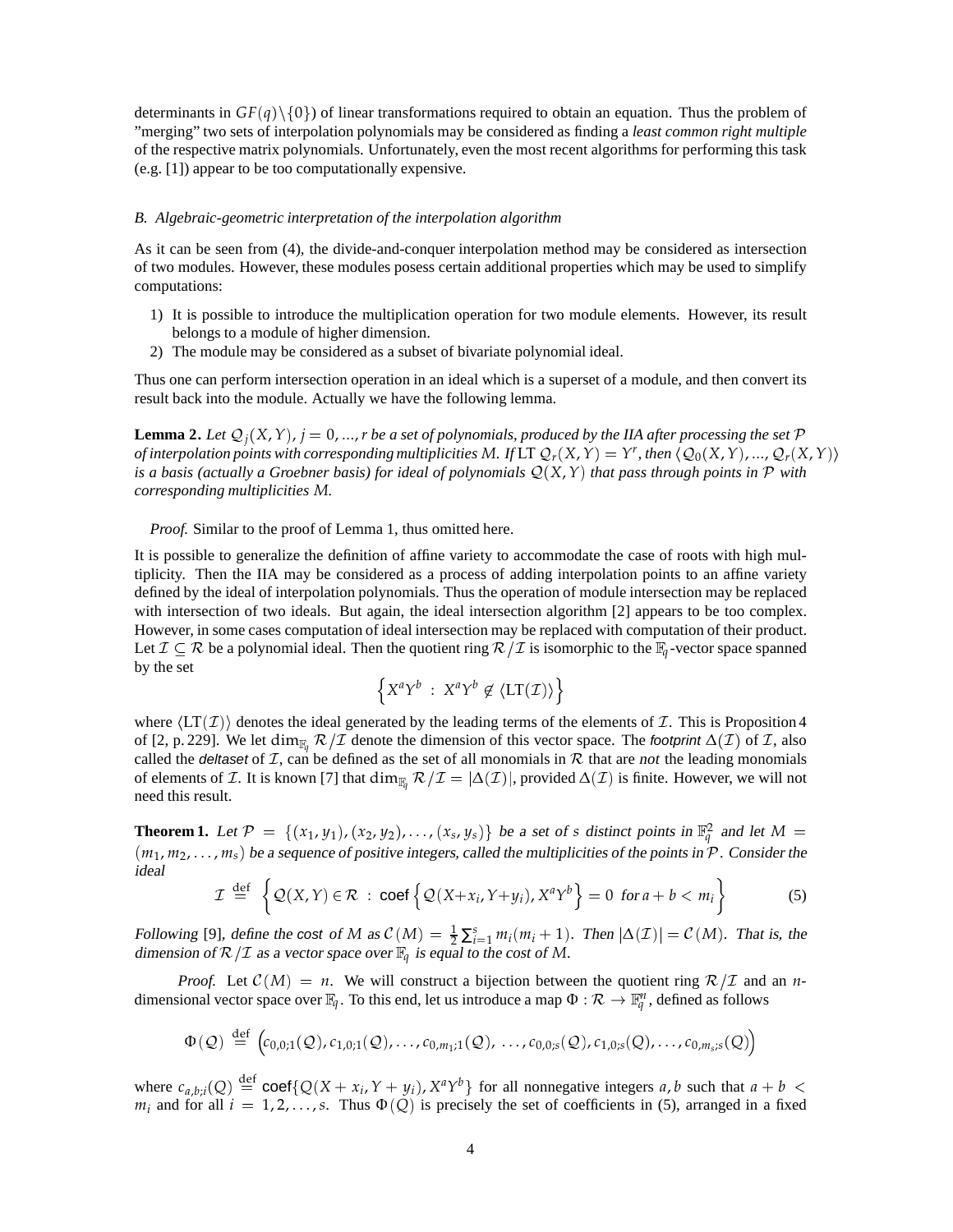determinants in $GF(q)\backslash\{0\}$) of linear transformations required to obtain an equation. Thus the problem of "merging" two sets of interpolation polynomials may be considered as finding a *least common right multiple* of the respective matrix polynomials. Unfortunately, even the most recent algorithms for performing this task (e.g. [1]) appear to be too computationally expensive.

### *B. Algebraic-geometric interpretation of the interpolation algorithm*

As it can be seen from (4), the divide-and-conquer interpolation method may be considered as intersection of two modules. However, these modules posess certain additional properties which may be used to simplify computations:

1) It is possible to introduce the multiplication operation for two module elements. However, its result belongs to a module of higher dimension.
2) The module may be considered as a subset of bivariate polynomial ideal.

Thus one can perform intersection operation in an ideal which is a superset of a module, and then convert its result back into the module. Actually we have the following lemma.

**Lemma 2.** *Let $\mathcal{Q}_j(X,Y)$, $j=0,...,r$ be a set of polynomials, produced by the IIA after processing the set $\mathcal{P}$ of interpolation points with corresponding multiplicities $M$. If $\mathrm{LT}\ \mathcal{Q}_r(X,Y)=Y^r$, then $\langle \mathcal{Q}_0(X,Y),...,\mathcal{Q}_r(X,Y)\rangle$ is a basis (actually a Groebner basis) for ideal of polynomials $\mathcal{Q}(X,Y)$ that pass through points in $\mathcal{P}$ with corresponding multiplicities $M$.*

*Proof.* Similar to the proof of Lemma 1, thus omitted here.

It is possible to generalize the definition of affine variety to accommodate the case of roots with high multiplicity. Then the IIA may be considered as a process of adding interpolation points to an affine variety defined by the ideal of interpolation polynomials. Thus the operation of module intersection may be replaced with intersection of two ideals. But again, the ideal intersection algorithm [2] appears to be too complex. However, in some cases computation of ideal intersection may be replaced with computation of their product. Let $\mathcal{I}\subseteq\mathcal{R}$ be a polynomial ideal. Then the quotient ring $\mathcal{R}/\mathcal{I}$ is isomorphic to the $\mathbb{F}_q$-vector space spanned by the set

$$\left\{X^aY^b\ :\ X^aY^b\not\in\langle\mathrm{LT}(\mathcal{I})\rangle\right\}$$

where $\langle\mathrm{LT}(\mathcal{I})\rangle$ denotes the ideal generated by the leading terms of the elements of $\mathcal{I}$. This is Proposition 4 of [2, p. 229]. We let $\dim_{\mathbb{F}_q}\mathcal{R}/\mathcal{I}$ denote the dimension of this vector space. The *footprint* $\Delta(\mathcal{I})$ of $\mathcal{I}$, also called the *deltaset* of $\mathcal{I}$, can be defined as the set of all monomials in $\mathcal{R}$ that are *not* the leading monomials of elements of $\mathcal{I}$. It is known [7] that $\dim_{\mathbb{F}_q}\mathcal{R}/\mathcal{I}=|\Delta(\mathcal{I})|$, provided $\Delta(\mathcal{I})$ is finite. However, we will not need this result.

**Theorem 1.** *Let $\mathcal{P}=\{(x_1,y_1),(x_2,y_2),\ldots,(x_s,y_s)\}$ be a set of $s$ distinct points in $\mathbb{F}_q^2$ and let $M=(m_1,m_2,\ldots,m_s)$ be a sequence of positive integers, called the multiplicities of the points in $\mathcal{P}$. Consider the ideal*

$$\mathcal{I}\stackrel{\text{def}}{=}\left\{\mathcal{Q}(X,Y)\in\mathcal{R}\ :\ \mathsf{coef}\left\{\mathcal{Q}(X+x_i,Y+y_i),X^aY^b\right\}=0\ \text{ for } a+b<m_i\right\}\tag{5}$$

*Following [9], define the cost of $M$ as $\mathcal{C}(M)=\frac{1}{2}\sum_{i=1}^s m_i(m_i+1)$. Then $|\Delta(\mathcal{I})|=\mathcal{C}(M)$. That is, the dimension of $\mathcal{R}/\mathcal{I}$ as a vector space over $\mathbb{F}_q$ is equal to the cost of $M$.*

*Proof.* Let $\mathcal{C}(M)=n$. We will construct a bijection between the quotient ring $\mathcal{R}/\mathcal{I}$ and an $n$-dimensional vector space over $\mathbb{F}_q$. To this end, let us introduce a map $\Phi:\mathcal{R}\to\mathbb{F}_q^n$, defined as follows

$$\Phi(\mathcal{Q})\stackrel{\text{def}}{=}\Big(c_{0,0;1}(\mathcal{Q}),c_{1,0;1}(\mathcal{Q}),\ldots,c_{0,m_1;1}(\mathcal{Q}),\ \ldots,c_{0,0;s}(\mathcal{Q}),c_{1,0;s}(\mathcal{Q}),\ldots,c_{0,m_s;s}(\mathcal{Q})\Big)$$

where $c_{a,b;i}(Q)\stackrel{\text{def}}{=}\mathsf{coef}\{Q(X+x_i,Y+y_i),X^aY^b\}$ for all nonnegative integers $a,b$ such that $a+b<m_i$ and for all $i=1,2,\ldots,s$. Thus $\Phi(Q)$ is precisely the set of coefficients in (5), arranged in a fixed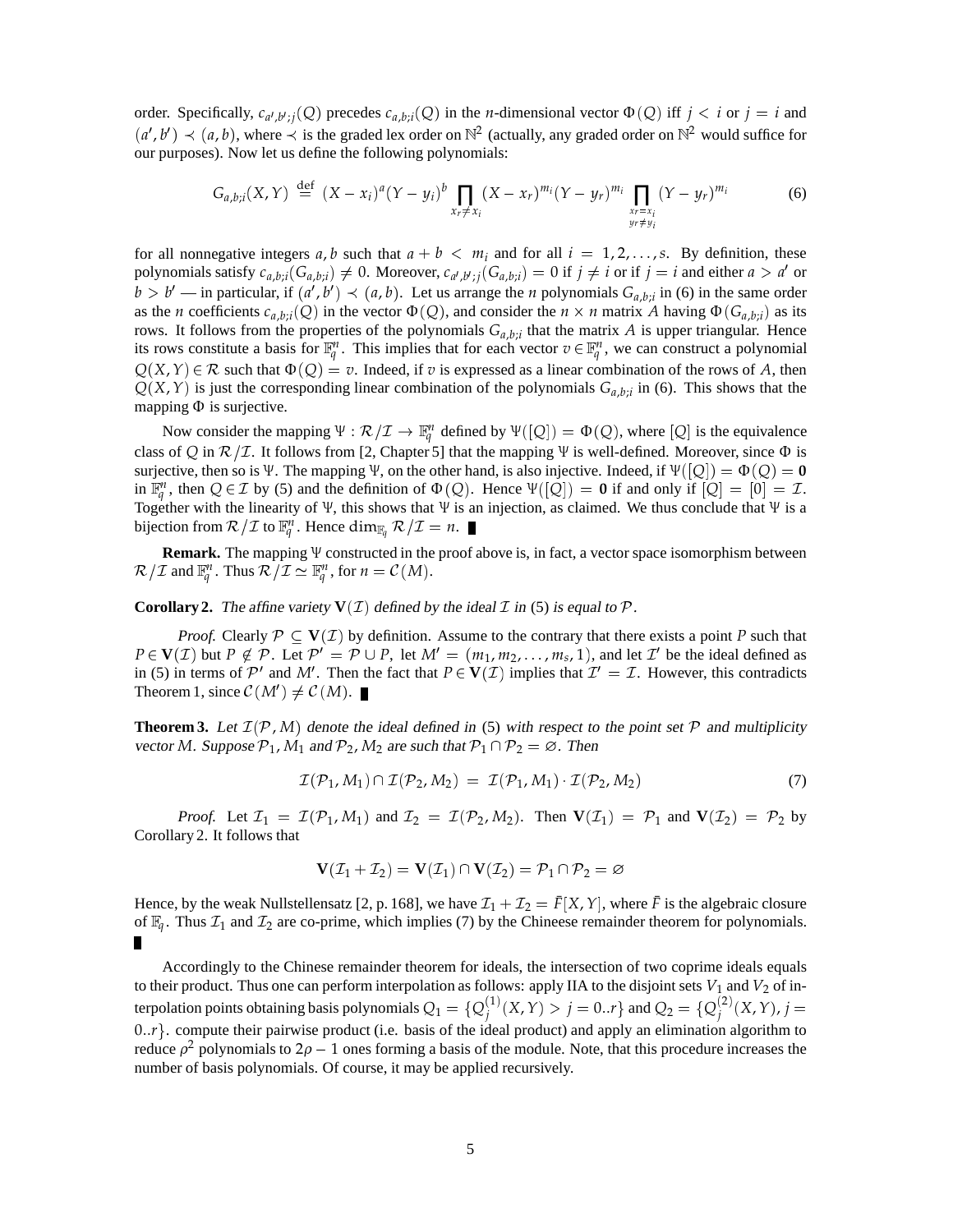order. Specifically, $c_{a',b';j}(Q)$ precedes $c_{a,b;i}(Q)$ in the $n$-dimensional vector $\Phi(Q)$ iff $j < i$ or $j = i$ and $(a', b') \prec (a, b)$, where $\prec$ is the graded lex order on $\mathbb{N}^2$ (actually, any graded order on $\mathbb{N}^2$ would suffice for our purposes). Now let us define the following polynomials:

$$G_{a,b;i}(X,Y) \stackrel{\text{def}}{=} (X-x_i)^a (Y-y_i)^b \prod_{x_r \neq x_i} (X-x_r)^{m_i} (Y-y_r)^{m_i} \prod_{\substack{x_r = x_i \\ y_r \neq y_i}} (Y-y_r)^{m_i} \tag{6}$$

for all nonnegative integers $a, b$ such that $a + b < m_i$ and for all $i = 1, 2, \ldots, s$. By definition, these polynomials satisfy $c_{a,b;i}(G_{a,b;i}) \neq 0$. Moreover, $c_{a',b';j}(G_{a,b;i}) = 0$ if $j \neq i$ or if $j = i$ and either $a > a'$ or $b > b'$ — in particular, if $(a', b') \prec (a, b)$. Let us arrange the $n$ polynomials $G_{a,b;i}$ in (6) in the same order as the $n$ coefficients $c_{a,b;i}(Q)$ in the vector $\Phi(Q)$, and consider the $n \times n$ matrix $A$ having $\Phi(G_{a,b;i})$ as its rows. It follows from the properties of the polynomials $G_{a,b;i}$ that the matrix $A$ is upper triangular. Hence its rows constitute a basis for $\mathbb{F}_q^n$. This implies that for each vector $v \in \mathbb{F}_q^n$, we can construct a polynomial $Q(X,Y) \in \mathcal{R}$ such that $\Phi(Q) = v$. Indeed, if $v$ is expressed as a linear combination of the rows of $A$, then $Q(X,Y)$ is just the corresponding linear combination of the polynomials $G_{a,b;i}$ in (6). This shows that the mapping $\Phi$ is surjective.

Now consider the mapping $\Psi : \mathcal{R}/\mathcal{I} \to \mathbb{F}_q^n$ defined by $\Psi([Q]) = \Phi(Q)$, where $[Q]$ is the equivalence class of $Q$ in $\mathcal{R}/\mathcal{I}$. It follows from [2, Chapter 5] that the mapping $\Psi$ is well-defined. Moreover, since $\Phi$ is surjective, then so is $\Psi$. The mapping $\Psi$, on the other hand, is also injective. Indeed, if $\Psi([Q]) = \Phi(Q) = \mathbf{0}$ in $\mathbb{F}_q^n$, then $Q \in \mathcal{I}$ by (5) and the definition of $\Phi(Q)$. Hence $\Psi([Q]) = \mathbf{0}$ if and only if $[Q] = [0] = \mathcal{I}$. Together with the linearity of $\Psi$, this shows that $\Psi$ is an injection, as claimed. We thus conclude that $\Psi$ is a bijection from $\mathcal{R}/\mathcal{I}$ to $\mathbb{F}_q^n$. Hence $\dim_{\mathbb{F}_q} \mathcal{R}/\mathcal{I} = n$. ∎

**Remark.** The mapping $\Psi$ constructed in the proof above is, in fact, a vector space isomorphism between $\mathcal{R}/\mathcal{I}$ and $\mathbb{F}_q^n$. Thus $\mathcal{R}/\mathcal{I} \simeq \mathbb{F}_q^n$, for $n = \mathcal{C}(M)$.

**Corollary 2.** *The affine variety $\mathbf{V}(\mathcal{I})$ defined by the ideal $\mathcal{I}$ in* (5) *is equal to $\mathcal{P}$.*

*Proof.* Clearly $\mathcal{P} \subseteq \mathbf{V}(\mathcal{I})$ by definition. Assume to the contrary that there exists a point $P$ such that $P \in \mathbf{V}(\mathcal{I})$ but $P \notin \mathcal{P}$. Let $\mathcal{P}' = \mathcal{P} \cup P$, let $M' = (m_1, m_2, \ldots, m_s, 1)$, and let $\mathcal{I}'$ be the ideal defined as in (5) in terms of $\mathcal{P}'$ and $M'$. Then the fact that $P \in \mathbf{V}(\mathcal{I})$ implies that $\mathcal{I}' = \mathcal{I}$. However, this contradicts Theorem 1, since $\mathcal{C}(M') \neq \mathcal{C}(M)$. ∎

**Theorem 3.** *Let $\mathcal{I}(\mathcal{P}, M)$ denote the ideal defined in* (5) *with respect to the point set $\mathcal{P}$ and multiplicity vector $M$. Suppose $\mathcal{P}_1, M_1$ and $\mathcal{P}_2, M_2$ are such that $\mathcal{P}_1 \cap \mathcal{P}_2 = \varnothing$. Then*

$$\mathcal{I}(\mathcal{P}_1, M_1) \cap \mathcal{I}(\mathcal{P}_2, M_2) = \mathcal{I}(\mathcal{P}_1, M_1) \cdot \mathcal{I}(\mathcal{P}_2, M_2) \tag{7}$$

*Proof.* Let $\mathcal{I}_1 = \mathcal{I}(\mathcal{P}_1, M_1)$ and $\mathcal{I}_2 = \mathcal{I}(\mathcal{P}_2, M_2)$. Then $\mathbf{V}(\mathcal{I}_1) = \mathcal{P}_1$ and $\mathbf{V}(\mathcal{I}_2) = \mathcal{P}_2$ by Corollary 2. It follows that

$$\mathbf{V}(\mathcal{I}_1 + \mathcal{I}_2) = \mathbf{V}(\mathcal{I}_1) \cap \mathbf{V}(\mathcal{I}_2) = \mathcal{P}_1 \cap \mathcal{P}_2 = \varnothing$$

Hence, by the weak Nullstellensatz [2, p. 168], we have $\mathcal{I}_1 + \mathcal{I}_2 = \bar{F}[X,Y]$, where $\bar{F}$ is the algebraic closure of $\mathbb{F}_q$. Thus $\mathcal{I}_1$ and $\mathcal{I}_2$ are co-prime, which implies (7) by the Chineese remainder theorem for polynomials. ∎

Accordingly to the Chinese remainder theorem for ideals, the intersection of two coprime ideals equals to their product. Thus one can perform interpolation as follows: apply IIA to the disjoint sets $V_1$ and $V_2$ of interpolation points obtaining basis polynomials $Q_1 = \{Q_j^{(1)}(X,Y) > j = 0..r\}$ and $Q_2 = \{Q_j^{(2)}(X,Y), j = 0..r\}$. compute their pairwise product (i.e. basis of the ideal product) and apply an elimination algorithm to reduce $\rho^2$ polynomials to $2\rho - 1$ ones forming a basis of the module. Note, that this procedure increases the number of basis polynomials. Of course, it may be applied recursively.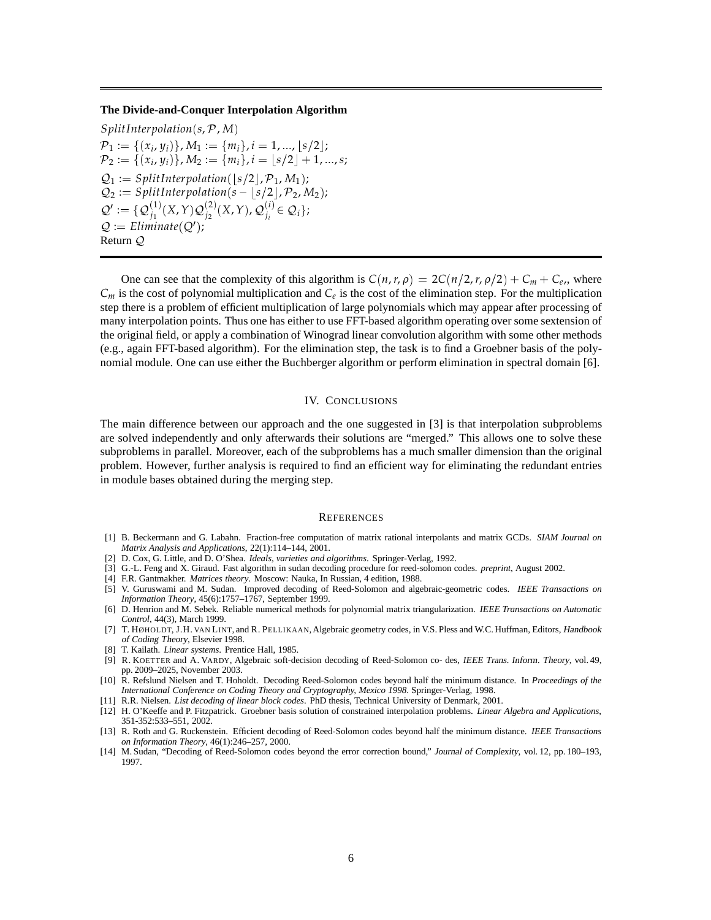**The Divide-and-Conquer Interpolation Algorithm**

$SplitInterpolation(s, \mathcal{P}, M)$
$\mathcal{P}_1 := \{(x_i, y_i)\}, M_1 := \{m_i\}, i = 1, ..., \lfloor s/2 \rfloor;$
$\mathcal{P}_2 := \{(x_i, y_i)\}, M_2 := \{m_i\}, i = \lfloor s/2 \rfloor + 1, ..., s;$
$\mathcal{Q}_1 := SplitInterpolation(\lfloor s/2 \rfloor, \mathcal{P}_1, M_1);$
$\mathcal{Q}_2 := SplitInterpolation(s - \lfloor s/2 \rfloor, \mathcal{P}_2, M_2);$
$\mathcal{Q}' := \{\mathcal{Q}^{(1)}_{j_1}(X, Y)\mathcal{Q}^{(2)}_{j_2}(X, Y), \mathcal{Q}^{(i)}_{j_i} \in \mathcal{Q}_i\};$
$\mathcal{Q} := Eliminate(Q');$
Return $\mathcal{Q}$

One can see that the complexity of this algorithm is $C(n, r, \rho) = 2C(n/2, r, \rho/2) + C_m + C_e$, where $C_m$ is the cost of polynomial multiplication and $C_e$ is the cost of the elimination step. For the multiplication step there is a problem of efficient multiplication of large polynomials which may appear after processing of many interpolation points. Thus one has either to use FFT-based algorithm operating over some sextension of the original field, or apply a combination of Winograd linear convolution algorithm with some other methods (e.g., again FFT-based algorithm). For the elimination step, the task is to find a Groebner basis of the polynomial module. One can use either the Buchberger algorithm or perform elimination in spectral domain [6].

## IV. Conclusions

The main difference between our approach and the one suggested in [3] is that interpolation subproblems are solved independently and only afterwards their solutions are "merged." This allows one to solve these subproblems in parallel. Moreover, each of the subproblems has a much smaller dimension than the original problem. However, further analysis is required to find an efficient way for eliminating the redundant entries in module bases obtained during the merging step.

## References

[1] B. Beckermann and G. Labahn. Fraction-free computation of matrix rational interpolants and matrix GCDs. *SIAM Journal on Matrix Analysis and Applications*, 22(1):114–144, 2001.

[2] D. Cox, G. Little, and D. O'Shea. *Ideals, varieties and algorithms*. Springer-Verlag, 1992.

[3] G.-L. Feng and X. Giraud. Fast algorithm in sudan decoding procedure for reed-solomon codes. *preprint*, August 2002.

[4] F.R. Gantmakher. *Matrices theory*. Moscow: Nauka, In Russian, 4 edition, 1988.

[5] V. Guruswami and M. Sudan. Improved decoding of Reed-Solomon and algebraic-geometric codes. *IEEE Transactions on Information Theory*, 45(6):1757–1767, September 1999.

[6] D. Henrion and M. Sebek. Reliable numerical methods for polynomial matrix triangularization. *IEEE Transactions on Automatic Control*, 44(3), March 1999.

[7] T. Høholdt, J.H. van Lint, and R. Pellikaan, Algebraic geometry codes, in V.S. Pless and W.C. Huffman, Editors, *Handbook of Coding Theory*, Elsevier 1998.

[8] T. Kailath. *Linear systems*. Prentice Hall, 1985.

[9] R. Koetter and A. Vardy, Algebraic soft-decision decoding of Reed-Solomon co- des, *IEEE Trans. Inform. Theory*, vol. 49, pp. 2009–2025, November 2003.

[10] R. Refslund Nielsen and T. Hoholdt. Decoding Reed-Solomon codes beyond half the minimum distance. In *Proceedings of the International Conference on Coding Theory and Cryptography, Mexico 1998*. Springer-Verlag, 1998.

[11] R.R. Nielsen. *List decoding of linear block codes*. PhD thesis, Technical University of Denmark, 2001.

[12] H. O'Keeffe and P. Fitzpatrick. Groebner basis solution of constrained interpolation problems. *Linear Algebra and Applications*, 351-352:533–551, 2002.

[13] R. Roth and G. Ruckenstein. Efficient decoding of Reed-Solomon codes beyond half the minimum distance. *IEEE Transactions on Information Theory*, 46(1):246–257, 2000.

[14] M. Sudan, "Decoding of Reed-Solomon codes beyond the error correction bound," *Journal of Complexity*, vol. 12, pp. 180–193, 1997.